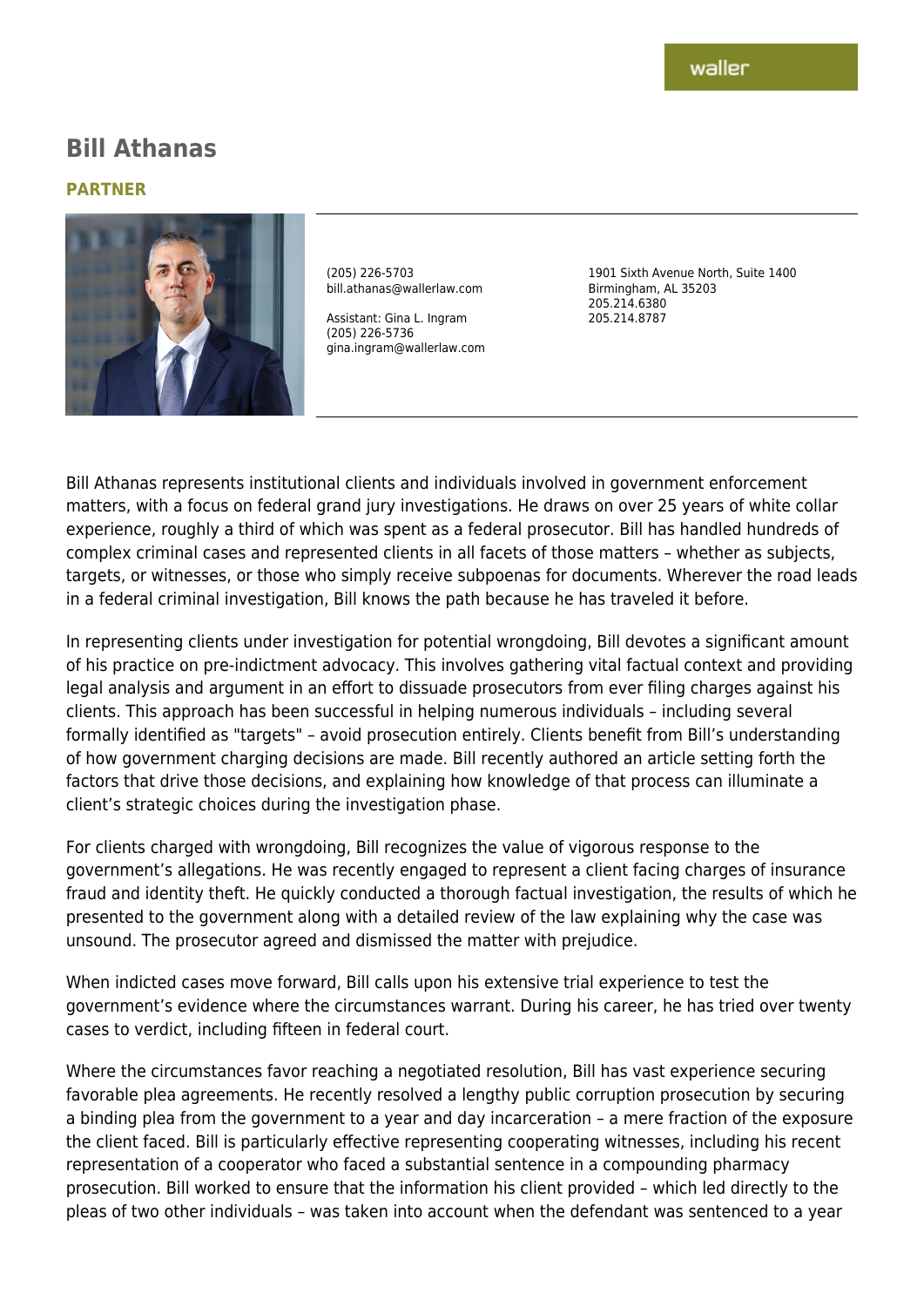waller

# Bill Athanas

**PARTNER**

(205) 226-5703
bill.athanas@wallerlaw.com

Assistant: Gina L. Ingram
(205) 226-5736
gina.ingram@wallerlaw.com

1901 Sixth Avenue North, Suite 1400
Birmingham, AL 35203
205.214.6380
205.214.8787

Bill Athanas represents institutional clients and individuals involved in government enforcement matters, with a focus on federal grand jury investigations. He draws on over 25 years of white collar experience, roughly a third of which was spent as a federal prosecutor. Bill has handled hundreds of complex criminal cases and represented clients in all facets of those matters – whether as subjects, targets, or witnesses, or those who simply receive subpoenas for documents. Wherever the road leads in a federal criminal investigation, Bill knows the path because he has traveled it before.

In representing clients under investigation for potential wrongdoing, Bill devotes a significant amount of his practice on pre-indictment advocacy. This involves gathering vital factual context and providing legal analysis and argument in an effort to dissuade prosecutors from ever filing charges against his clients. This approach has been successful in helping numerous individuals – including several formally identified as "targets" – avoid prosecution entirely. Clients benefit from Bill's understanding of how government charging decisions are made. Bill recently authored an article setting forth the factors that drive those decisions, and explaining how knowledge of that process can illuminate a client's strategic choices during the investigation phase.

For clients charged with wrongdoing, Bill recognizes the value of vigorous response to the government's allegations. He was recently engaged to represent a client facing charges of insurance fraud and identity theft. He quickly conducted a thorough factual investigation, the results of which he presented to the government along with a detailed review of the law explaining why the case was unsound. The prosecutor agreed and dismissed the matter with prejudice.

When indicted cases move forward, Bill calls upon his extensive trial experience to test the government's evidence where the circumstances warrant. During his career, he has tried over twenty cases to verdict, including fifteen in federal court.

Where the circumstances favor reaching a negotiated resolution, Bill has vast experience securing favorable plea agreements. He recently resolved a lengthy public corruption prosecution by securing a binding plea from the government to a year and day incarceration – a mere fraction of the exposure the client faced. Bill is particularly effective representing cooperating witnesses, including his recent representation of a cooperator who faced a substantial sentence in a compounding pharmacy prosecution. Bill worked to ensure that the information his client provided – which led directly to the pleas of two other individuals – was taken into account when the defendant was sentenced to a year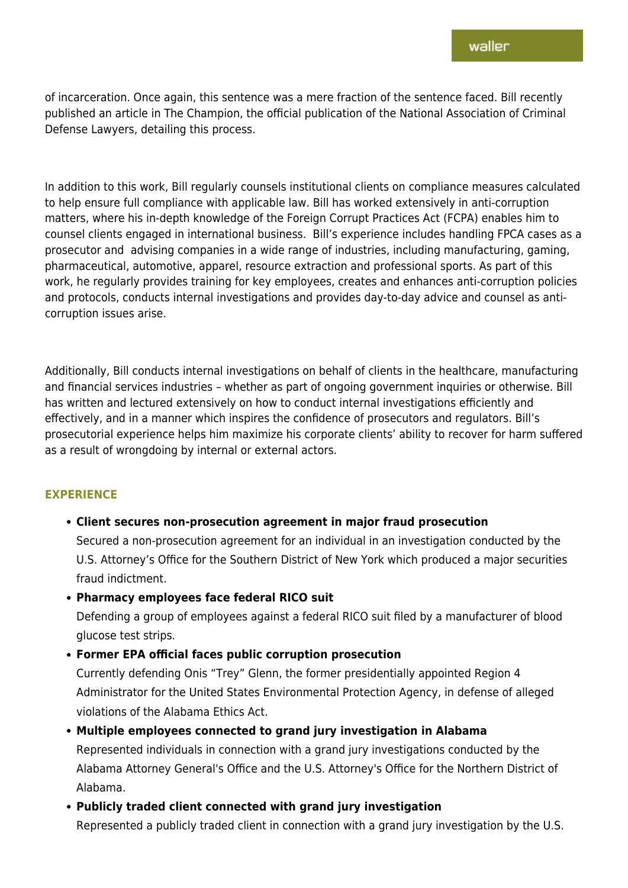of incarceration. Once again, this sentence was a mere fraction of the sentence faced. Bill recently published an article in The Champion, the official publication of the National Association of Criminal Defense Lawyers, detailing this process.

In addition to this work, Bill regularly counsels institutional clients on compliance measures calculated to help ensure full compliance with applicable law. Bill has worked extensively in anti-corruption matters, where his in-depth knowledge of the Foreign Corrupt Practices Act (FCPA) enables him to counsel clients engaged in international business.  Bill's experience includes handling FPCA cases as a prosecutor and  advising companies in a wide range of industries, including manufacturing, gaming, pharmaceutical, automotive, apparel, resource extraction and professional sports. As part of this work, he regularly provides training for key employees, creates and enhances anti-corruption policies and protocols, conducts internal investigations and provides day-to-day advice and counsel as anti-corruption issues arise.

Additionally, Bill conducts internal investigations on behalf of clients in the healthcare, manufacturing and financial services industries – whether as part of ongoing government inquiries or otherwise. Bill has written and lectured extensively on how to conduct internal investigations efficiently and effectively, and in a manner which inspires the confidence of prosecutors and regulators. Bill's prosecutorial experience helps him maximize his corporate clients' ability to recover for harm suffered as a result of wrongdoing by internal or external actors.

## EXPERIENCE

- **Client secures non-prosecution agreement in major fraud prosecution**
  Secured a non-prosecution agreement for an individual in an investigation conducted by the U.S. Attorney's Office for the Southern District of New York which produced a major securities fraud indictment.
- **Pharmacy employees face federal RICO suit**
  Defending a group of employees against a federal RICO suit filed by a manufacturer of blood glucose test strips.
- **Former EPA official faces public corruption prosecution**
  Currently defending Onis "Trey" Glenn, the former presidentially appointed Region 4 Administrator for the United States Environmental Protection Agency, in defense of alleged violations of the Alabama Ethics Act.
- **Multiple employees connected to grand jury investigation in Alabama**
  Represented individuals in connection with a grand jury investigations conducted by the Alabama Attorney General's Office and the U.S. Attorney's Office for the Northern District of Alabama.
- **Publicly traded client connected with grand jury investigation**
  Represented a publicly traded client in connection with a grand jury investigation by the U.S.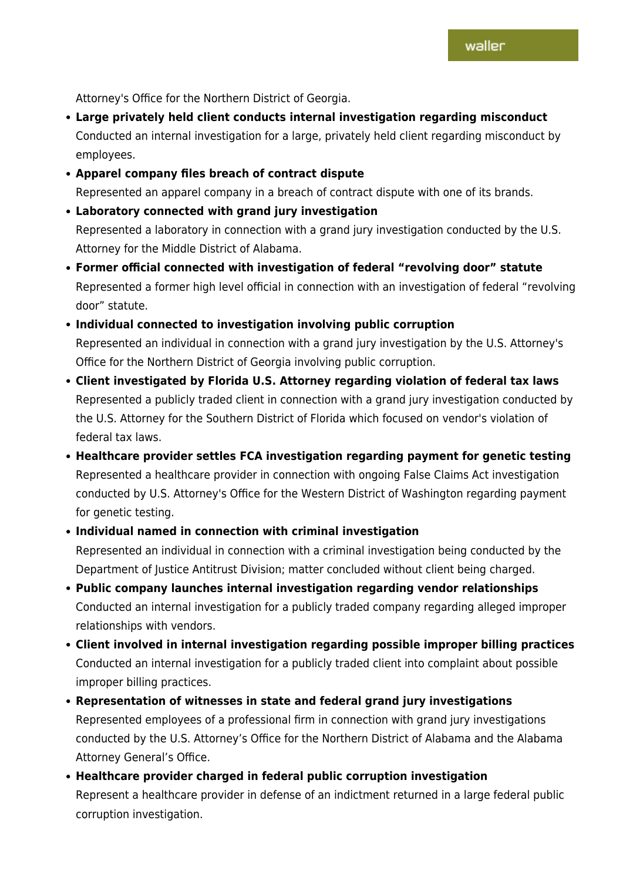Attorney's Office for the Northern District of Georgia.

- **Large privately held client conducts internal investigation regarding misconduct**
  Conducted an internal investigation for a large, privately held client regarding misconduct by employees.
- **Apparel company files breach of contract dispute**
  Represented an apparel company in a breach of contract dispute with one of its brands.
- **Laboratory connected with grand jury investigation**
  Represented a laboratory in connection with a grand jury investigation conducted by the U.S. Attorney for the Middle District of Alabama.
- **Former official connected with investigation of federal "revolving door" statute**
  Represented a former high level official in connection with an investigation of federal "revolving door" statute.
- **Individual connected to investigation involving public corruption**
  Represented an individual in connection with a grand jury investigation by the U.S. Attorney's Office for the Northern District of Georgia involving public corruption.
- **Client investigated by Florida U.S. Attorney regarding violation of federal tax laws**
  Represented a publicly traded client in connection with a grand jury investigation conducted by the U.S. Attorney for the Southern District of Florida which focused on vendor's violation of federal tax laws.
- **Healthcare provider settles FCA investigation regarding payment for genetic testing**
  Represented a healthcare provider in connection with ongoing False Claims Act investigation conducted by U.S. Attorney's Office for the Western District of Washington regarding payment for genetic testing.
- **Individual named in connection with criminal investigation**
  Represented an individual in connection with a criminal investigation being conducted by the Department of Justice Antitrust Division; matter concluded without client being charged.
- **Public company launches internal investigation regarding vendor relationships**
  Conducted an internal investigation for a publicly traded company regarding alleged improper relationships with vendors.
- **Client involved in internal investigation regarding possible improper billing practices**
  Conducted an internal investigation for a publicly traded client into complaint about possible improper billing practices.
- **Representation of witnesses in state and federal grand jury investigations**
  Represented employees of a professional firm in connection with grand jury investigations conducted by the U.S. Attorney's Office for the Northern District of Alabama and the Alabama Attorney General's Office.
- **Healthcare provider charged in federal public corruption investigation**
  Represent a healthcare provider in defense of an indictment returned in a large federal public corruption investigation.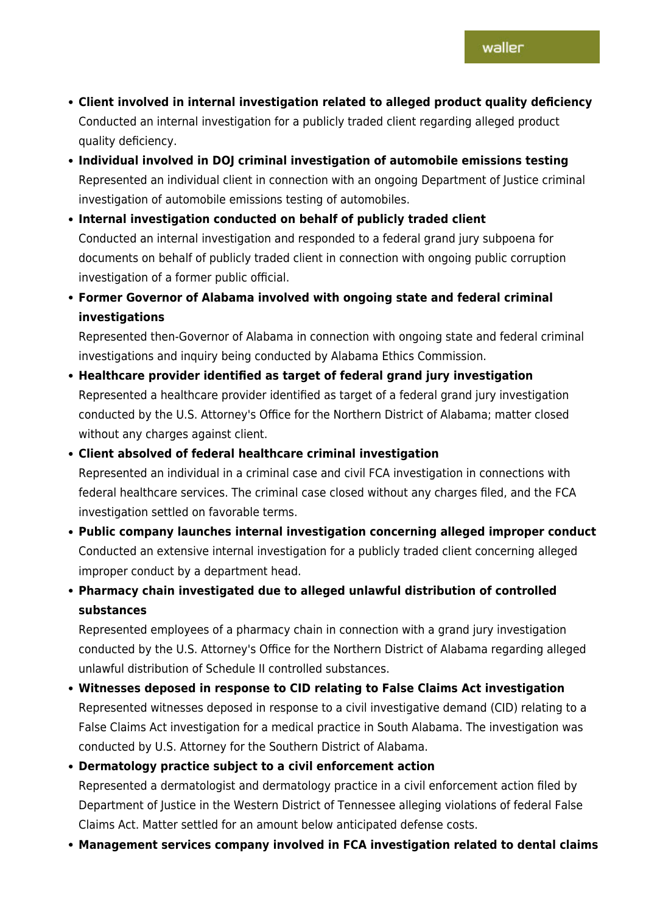- **Client involved in internal investigation related to alleged product quality deficiency**
  Conducted an internal investigation for a publicly traded client regarding alleged product quality deficiency.
- **Individual involved in DOJ criminal investigation of automobile emissions testing**
  Represented an individual client in connection with an ongoing Department of Justice criminal investigation of automobile emissions testing of automobiles.
- **Internal investigation conducted on behalf of publicly traded client**
  Conducted an internal investigation and responded to a federal grand jury subpoena for documents on behalf of publicly traded client in connection with ongoing public corruption investigation of a former public official.
- **Former Governor of Alabama involved with ongoing state and federal criminal investigations**
  Represented then-Governor of Alabama in connection with ongoing state and federal criminal investigations and inquiry being conducted by Alabama Ethics Commission.
- **Healthcare provider identified as target of federal grand jury investigation**
  Represented a healthcare provider identified as target of a federal grand jury investigation conducted by the U.S. Attorney's Office for the Northern District of Alabama; matter closed without any charges against client.
- **Client absolved of federal healthcare criminal investigation**
  Represented an individual in a criminal case and civil FCA investigation in connections with federal healthcare services. The criminal case closed without any charges filed, and the FCA investigation settled on favorable terms.
- **Public company launches internal investigation concerning alleged improper conduct**
  Conducted an extensive internal investigation for a publicly traded client concerning alleged improper conduct by a department head.
- **Pharmacy chain investigated due to alleged unlawful distribution of controlled substances**
  Represented employees of a pharmacy chain in connection with a grand jury investigation conducted by the U.S. Attorney's Office for the Northern District of Alabama regarding alleged unlawful distribution of Schedule II controlled substances.
- **Witnesses deposed in response to CID relating to False Claims Act investigation**
  Represented witnesses deposed in response to a civil investigative demand (CID) relating to a False Claims Act investigation for a medical practice in South Alabama. The investigation was conducted by U.S. Attorney for the Southern District of Alabama.
- **Dermatology practice subject to a civil enforcement action**
  Represented a dermatologist and dermatology practice in a civil enforcement action filed by Department of Justice in the Western District of Tennessee alleging violations of federal False Claims Act. Matter settled for an amount below anticipated defense costs.
- **Management services company involved in FCA investigation related to dental claims**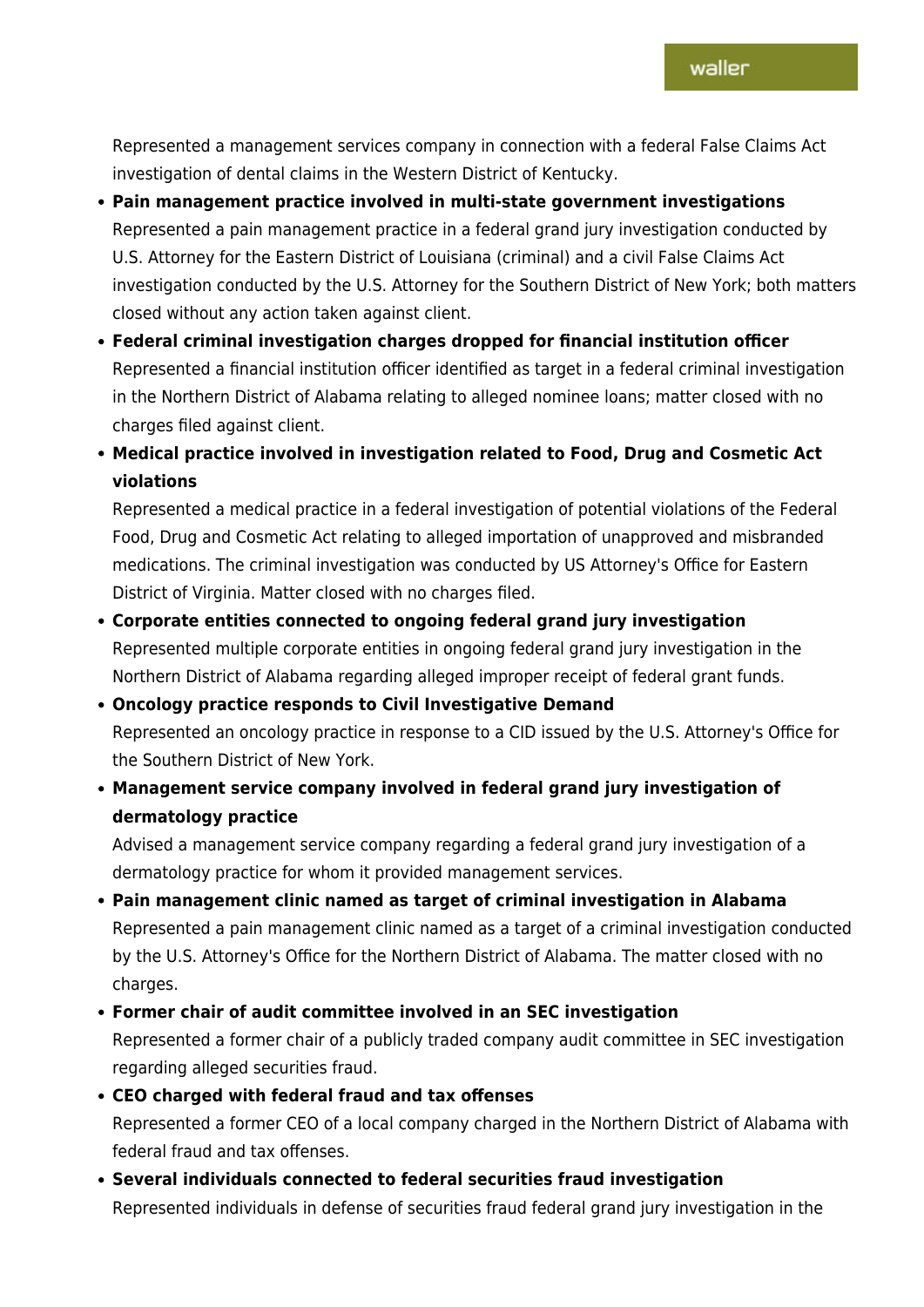Represented a management services company in connection with a federal False Claims Act investigation of dental claims in the Western District of Kentucky.

- **Pain management practice involved in multi-state government investigations**
  Represented a pain management practice in a federal grand jury investigation conducted by U.S. Attorney for the Eastern District of Louisiana (criminal) and a civil False Claims Act investigation conducted by the U.S. Attorney for the Southern District of New York; both matters closed without any action taken against client.
- **Federal criminal investigation charges dropped for financial institution officer**
  Represented a financial institution officer identified as target in a federal criminal investigation in the Northern District of Alabama relating to alleged nominee loans; matter closed with no charges filed against client.
- **Medical practice involved in investigation related to Food, Drug and Cosmetic Act violations**
  Represented a medical practice in a federal investigation of potential violations of the Federal Food, Drug and Cosmetic Act relating to alleged importation of unapproved and misbranded medications. The criminal investigation was conducted by US Attorney's Office for Eastern District of Virginia. Matter closed with no charges filed.
- **Corporate entities connected to ongoing federal grand jury investigation**
  Represented multiple corporate entities in ongoing federal grand jury investigation in the Northern District of Alabama regarding alleged improper receipt of federal grant funds.
- **Oncology practice responds to Civil Investigative Demand**
  Represented an oncology practice in response to a CID issued by the U.S. Attorney's Office for the Southern District of New York.
- **Management service company involved in federal grand jury investigation of dermatology practice**
  Advised a management service company regarding a federal grand jury investigation of a dermatology practice for whom it provided management services.
- **Pain management clinic named as target of criminal investigation in Alabama**
  Represented a pain management clinic named as a target of a criminal investigation conducted by the U.S. Attorney's Office for the Northern District of Alabama. The matter closed with no charges.
- **Former chair of audit committee involved in an SEC investigation**
  Represented a former chair of a publicly traded company audit committee in SEC investigation regarding alleged securities fraud.
- **CEO charged with federal fraud and tax offenses**
  Represented a former CEO of a local company charged in the Northern District of Alabama with federal fraud and tax offenses.
- **Several individuals connected to federal securities fraud investigation**
  Represented individuals in defense of securities fraud federal grand jury investigation in the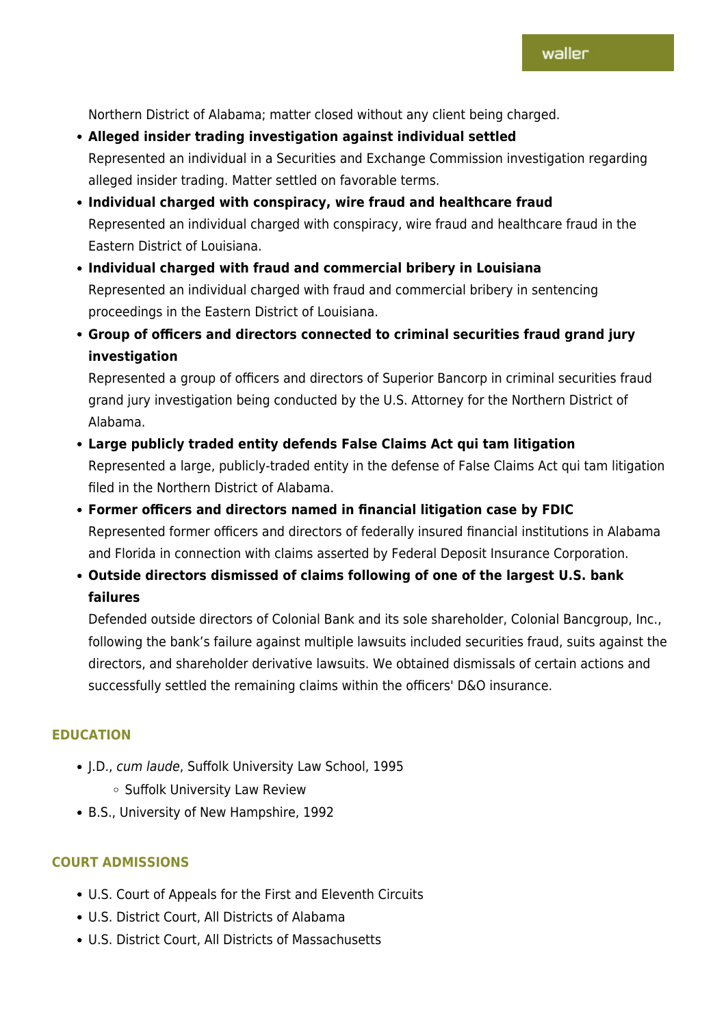Northern District of Alabama; matter closed without any client being charged.

- **Alleged insider trading investigation against individual settled**
  Represented an individual in a Securities and Exchange Commission investigation regarding alleged insider trading. Matter settled on favorable terms.
- **Individual charged with conspiracy, wire fraud and healthcare fraud**
  Represented an individual charged with conspiracy, wire fraud and healthcare fraud in the Eastern District of Louisiana.
- **Individual charged with fraud and commercial bribery in Louisiana**
  Represented an individual charged with fraud and commercial bribery in sentencing proceedings in the Eastern District of Louisiana.
- **Group of officers and directors connected to criminal securities fraud grand jury investigation**
  Represented a group of officers and directors of Superior Bancorp in criminal securities fraud grand jury investigation being conducted by the U.S. Attorney for the Northern District of Alabama.
- **Large publicly traded entity defends False Claims Act qui tam litigation**
  Represented a large, publicly-traded entity in the defense of False Claims Act qui tam litigation filed in the Northern District of Alabama.
- **Former officers and directors named in financial litigation case by FDIC**
  Represented former officers and directors of federally insured financial institutions in Alabama and Florida in connection with claims asserted by Federal Deposit Insurance Corporation.
- **Outside directors dismissed of claims following of one of the largest U.S. bank failures**
  Defended outside directors of Colonial Bank and its sole shareholder, Colonial Bancgroup, Inc., following the bank's failure against multiple lawsuits included securities fraud, suits against the directors, and shareholder derivative lawsuits. We obtained dismissals of certain actions and successfully settled the remaining claims within the officers' D&O insurance.

## EDUCATION

- J.D., *cum laude*, Suffolk University Law School, 1995
  - Suffolk University Law Review
- B.S., University of New Hampshire, 1992

## COURT ADMISSIONS

- U.S. Court of Appeals for the First and Eleventh Circuits
- U.S. District Court, All Districts of Alabama
- U.S. District Court, All Districts of Massachusetts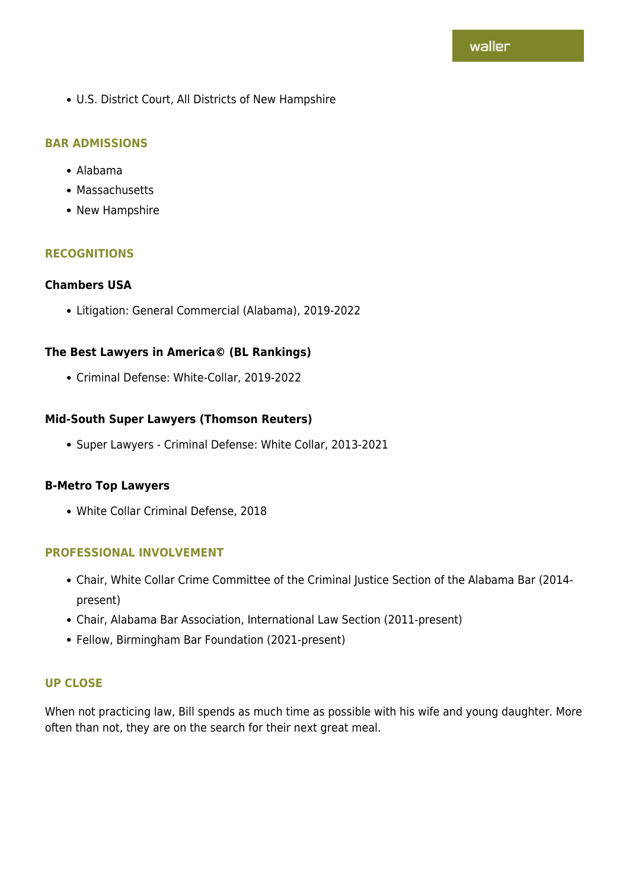- U.S. District Court, All Districts of New Hampshire

## BAR ADMISSIONS

- Alabama
- Massachusetts
- New Hampshire

## RECOGNITIONS

### Chambers USA

- Litigation: General Commercial (Alabama), 2019-2022

### The Best Lawyers in America© (BL Rankings)

- Criminal Defense: White-Collar, 2019-2022

### Mid-South Super Lawyers (Thomson Reuters)

- Super Lawyers - Criminal Defense: White Collar, 2013-2021

### B-Metro Top Lawyers

- White Collar Criminal Defense, 2018

## PROFESSIONAL INVOLVEMENT

- Chair, White Collar Crime Committee of the Criminal Justice Section of the Alabama Bar (2014-present)
- Chair, Alabama Bar Association, International Law Section (2011-present)
- Fellow, Birmingham Bar Foundation (2021-present)

## UP CLOSE

When not practicing law, Bill spends as much time as possible with his wife and young daughter. More often than not, they are on the search for their next great meal.